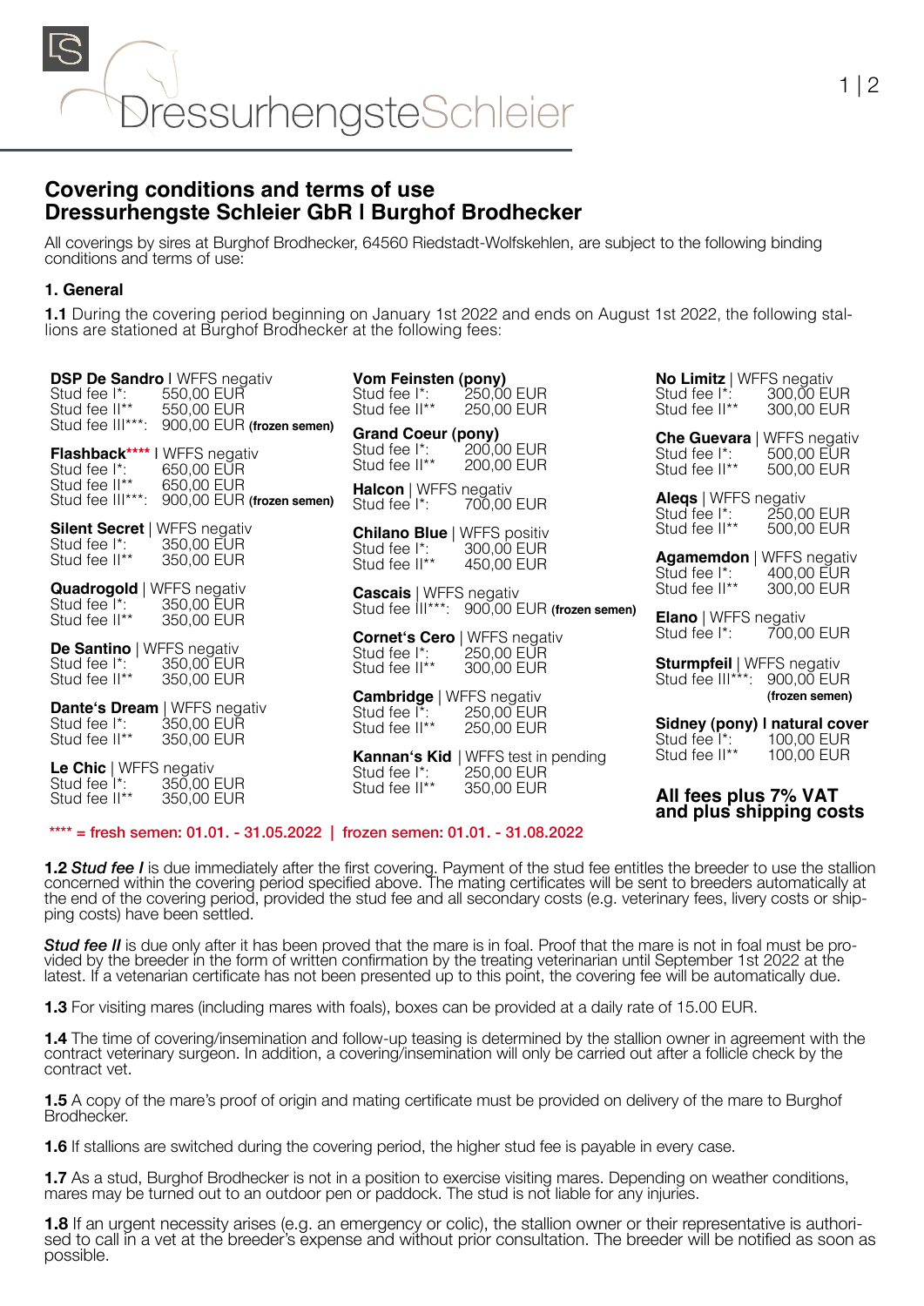# Covering conditions and terms of use
# Dressurhengste Schleier GbR I Burghof Brodhecker

All coverings by sires at Burghof Brodhecker, 64560 Riedstadt-Wolfskehlen, are subject to the following binding conditions and terms of use:

### 1. General

**1.1** During the covering period beginning on January 1st 2022 and ends on August 1st 2022, the following stallions are stationed at Burghof Brodhecker at the following fees:

**DSP De Sandro** I WFFS negativ
Stud fee I*: 550,00 EUR
Stud fee II** 550,00 EUR
Stud fee III***: 900,00 EUR **(frozen semen)**

**Flashback\*\*\*\*** I WFFS negativ
Stud fee I*: 650,00 EUR
Stud fee II** 650,00 EUR
Stud fee III***: 900,00 EUR **(frozen semen)**

**Silent Secret** | WFFS negativ
Stud fee I*: 350,00 EUR
Stud fee II** 350,00 EUR

**Quadrogold** | WFFS negativ
Stud fee I*: 350,00 EUR
Stud fee II** 350,00 EUR

**De Santino** | WFFS negativ
Stud fee I*: 350,00 EUR
Stud fee II** 350,00 EUR

**Dante‘s Dream** | WFFS negativ
Stud fee I*: 350,00 EUR
Stud fee II** 350,00 EUR

**Le Chic** | WFFS negativ
Stud fee I*: 350,00 EUR
Stud fee II** 350,00 EUR

**Vom Feinsten (pony)**
Stud fee I*: 250,00 EUR
Stud fee II** 250,00 EUR

**Grand Coeur (pony)**
Stud fee I*: 200,00 EUR
Stud fee II** 200,00 EUR

**Halcon** | WFFS negativ
Stud fee I*: 700,00 EUR

**Chilano Blue** | WFFS positiv
Stud fee I*: 300,00 EUR
Stud fee II** 450,00 EUR

**Cascais** | WFFS negativ
Stud fee III***: 900,00 EUR **(frozen semen)**

**Cornet‘s Cero** | WFFS negativ
Stud fee I*: 250,00 EUR
Stud fee II** 300,00 EUR

**Cambridge** | WFFS negativ
Stud fee I*: 250,00 EUR
Stud fee II** 250,00 EUR

**Kannan‘s Kid** | WFFS test in pending
Stud fee I*: 250,00 EUR
Stud fee II** 350,00 EUR

**No Limitz** | WFFS negativ
Stud fee I*: 300,00 EUR
Stud fee II** 300,00 EUR

**Che Guevara** | WFFS negativ
Stud fee I*: 500,00 EUR
Stud fee II** 500,00 EUR

**Aleqs** | WFFS negativ
Stud fee I*: 250,00 EUR
Stud fee II** 500,00 EUR

**Agamemdon** | WFFS negativ
Stud fee I*: 400,00 EUR
Stud fee II** 300,00 EUR

**Elano** | WFFS negativ
Stud fee I*: 700,00 EUR

**Sturmpfeil** | WFFS negativ
Stud fee III***: 900,00 EUR **(frozen semen)**

**Sidney (pony) I natural cover**
Stud fee I*: 100,00 EUR
Stud fee II** 100,00 EUR

**All fees plus 7% VAT and plus shipping costs**

**\*\*\*\* = fresh semen: 01.01. - 31.05.2022 | frozen semen: 01.01. - 31.08.2022**

**1.2** ***Stud fee I*** is due immediately after the first covering. Payment of the stud fee entitles the breeder to use the stallion concerned within the covering period specified above. The mating certificates will be sent to breeders automatically at the end of the covering period, provided the stud fee and all secondary costs (e.g. veterinary fees, livery costs or shipping costs) have been settled.

***Stud fee II*** is due only after it has been proved that the mare is in foal. Proof that the mare is not in foal must be provided by the breeder in the form of written confirmation by the treating veterinarian until September 1st 2022 at the latest. If a vetenarian certificate has not been presented up to this point, the covering fee will be automatically due.

**1.3** For visiting mares (including mares with foals), boxes can be provided at a daily rate of 15.00 EUR.

**1.4** The time of covering/insemination and follow-up teasing is determined by the stallion owner in agreement with the contract veterinary surgeon. In addition, a covering/insemination will only be carried out after a follicle check by the contract vet.

**1.5** A copy of the mare's proof of origin and mating certificate must be provided on delivery of the mare to Burghof Brodhecker.

**1.6** If stallions are switched during the covering period, the higher stud fee is payable in every case.

**1.7** As a stud, Burghof Brodhecker is not in a position to exercise visiting mares. Depending on weather conditions, mares may be turned out to an outdoor pen or paddock. The stud is not liable for any injuries.

**1.8** If an urgent necessity arises (e.g. an emergency or colic), the stallion owner or their representative is authorised to call in a vet at the breeder's expense and without prior consultation. The breeder will be notified as soon as possible.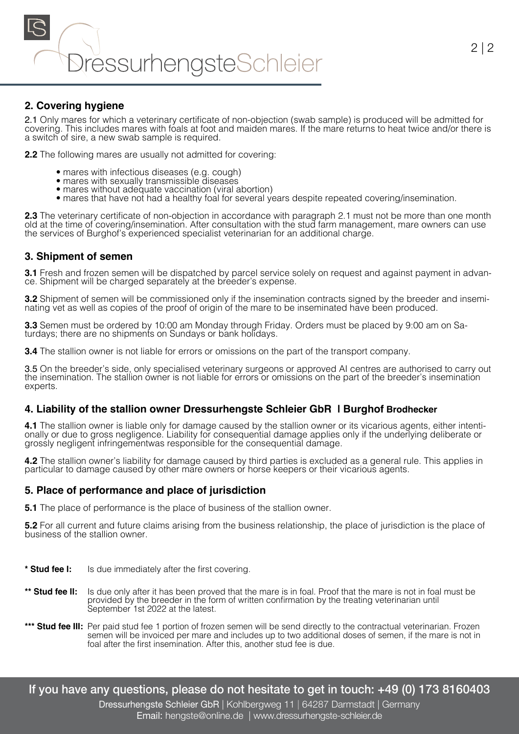## 2. Covering hygiene

2.1 Only mares for which a veterinary certificate of non-objection (swab sample) is produced will be admitted for covering. This includes mares with foals at foot and maiden mares. If the mare returns to heat twice and/or there is a switch of sire, a new swab sample is required.

**2.2** The following mares are usually not admitted for covering:

- mares with infectious diseases (e.g. cough)
- mares with sexually transmissible diseases
- mares without adequate vaccination (viral abortion)
- mares that have not had a healthy foal for several years despite repeated covering/insemination.

**2.3** The veterinary certificate of non-objection in accordance with paragraph 2.1 must not be more than one month old at the time of covering/insemination. After consultation with the stud farm management, mare owners can use the services of Burghof's experienced specialist veterinarian for an additional charge.

## 3. Shipment of semen

**3.1** Fresh and frozen semen will be dispatched by parcel service solely on request and against payment in advance. Shipment will be charged separately at the breeder's expense.

**3.2** Shipment of semen will be commissioned only if the insemination contracts signed by the breeder and inseminating vet as well as copies of the proof of origin of the mare to be inseminated have been produced.

**3.3** Semen must be ordered by 10:00 am Monday through Friday. Orders must be placed by 9:00 am on Saturdays; there are no shipments on Sundays or bank holidays.

**3.4** The stallion owner is not liable for errors or omissions on the part of the transport company.

3.5 On the breeder's side, only specialised veterinary surgeons or approved AI centres are authorised to carry out the insemination. The stallion owner is not liable for errors or omissions on the part of the breeder's insemination experts.

## 4. Liability of the stallion owner Dressurhengste Schleier GbR I Burghof Brodhecker

**4.1** The stallion owner is liable only for damage caused by the stallion owner or its vicarious agents, either intentionally or due to gross negligence. Liability for consequential damage applies only if the underlying deliberate or grossly negligent infringementwas responsible for the consequential damage.

**4.2** The stallion owner's liability for damage caused by third parties is excluded as a general rule. This applies in particular to damage caused by other mare owners or horse keepers or their vicarious agents.

## 5. Place of performance and place of jurisdiction

**5.1** The place of performance is the place of business of the stallion owner.

**5.2** For all current and future claims arising from the business relationship, the place of jurisdiction is the place of business of the stallion owner.

**\* Stud fee I:** Is due immediately after the first covering.

**\*\* Stud fee II:** Is due only after it has been proved that the mare is in foal. Proof that the mare is not in foal must be provided by the breeder in the form of written confirmation by the treating veterinarian until September 1st 2022 at the latest.

**\*\*\* Stud fee III:** Per paid stud fee 1 portion of frozen semen will be send directly to the contractual veterinarian. Frozen semen will be invoiced per mare and includes up to two additional doses of semen, if the mare is not in foal after the first insemination. After this, another stud fee is due.

If you have any questions, please do not hesitate to get in touch: +49 (0) 173 8160403

Dressurhengste Schleier GbR | Kohlbergweg 11 | 64287 Darmstadt | Germany
Email: hengste@online.de | www.dressurhengste-schleier.de